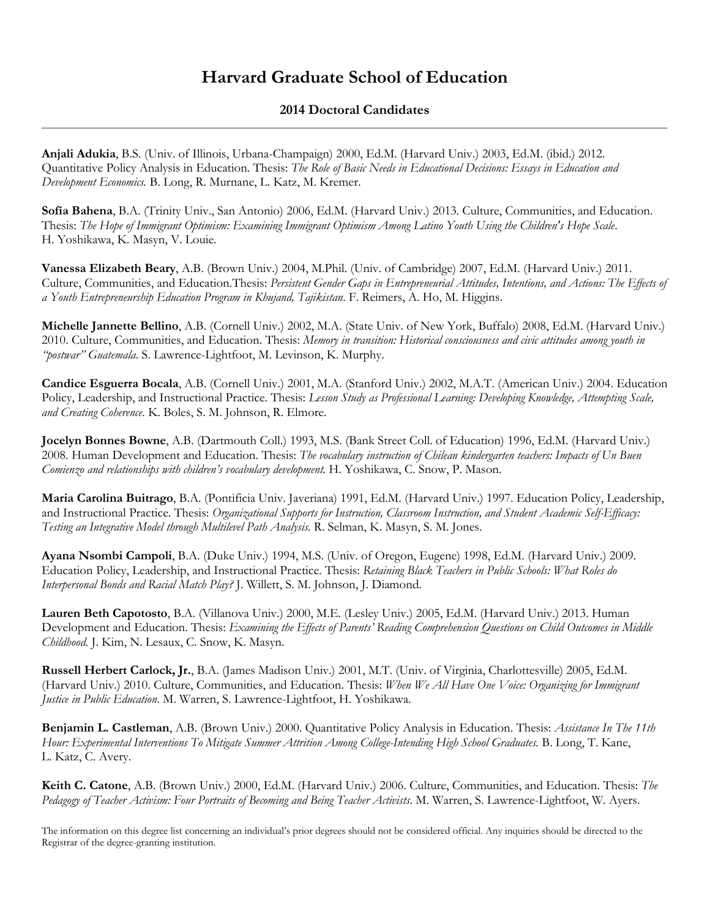# Harvard Graduate School of Education

## 2014 Doctoral Candidates

---

**Anjali Adukia**, B.S. (Univ. of Illinois, Urbana-Champaign) 2000, Ed.M. (Harvard Univ.) 2003, Ed.M. (ibid.) 2012. Quantitative Policy Analysis in Education. Thesis: *The Role of Basic Needs in Educational Decisions: Essays in Education and Development Economics.* B. Long, R. Murnane, L. Katz, M. Kremer.

**Sofía Bahena**, B.A. (Trinity Univ., San Antonio) 2006, Ed.M. (Harvard Univ.) 2013. Culture, Communities, and Education. Thesis: *The Hope of Immigrant Optimism: Examining Immigrant Optimism Among Latino Youth Using the Children's Hope Scale*. H. Yoshikawa, K. Masyn, V. Louie.

**Vanessa Elizabeth Beary**, A.B. (Brown Univ.) 2004, M.Phil. (Univ. of Cambridge) 2007, Ed.M. (Harvard Univ.) 2011. Culture, Communities, and Education.Thesis: *Persistent Gender Gaps in Entrepreneurial Attitudes, Intentions, and Actions: The Effects of a Youth Entrepreneurship Education Program in Khujand, Tajikistan*. F. Reimers, A. Ho, M. Higgins.

**Michelle Jannette Bellino**, A.B. (Cornell Univ.) 2002, M.A. (State Univ. of New York, Buffalo) 2008, Ed.M. (Harvard Univ.) 2010. Culture, Communities, and Education. Thesis: *Memory in transition: Historical consciousness and civic attitudes among youth in "postwar" Guatemala*. S. Lawrence-Lightfoot, M. Levinson, K. Murphy.

**Candice Esguerra Bocala**, A.B. (Cornell Univ.) 2001, M.A. (Stanford Univ.) 2002, M.A.T. (American Univ.) 2004. Education Policy, Leadership, and Instructional Practice. Thesis: *Lesson Study as Professional Learning: Developing Knowledge, Attempting Scale, and Creating Coherence*. K. Boles, S. M. Johnson, R. Elmore.

**Jocelyn Bonnes Bowne**, A.B. (Dartmouth Coll.) 1993, M.S. (Bank Street Coll. of Education) 1996, Ed.M. (Harvard Univ.) 2008. Human Development and Education. Thesis: *The vocabulary instruction of Chilean kindergarten teachers: Impacts of Un Buen Comienzo and relationships with children's vocabulary development.* H. Yoshikawa, C. Snow, P. Mason.

**Maria Carolina Buitrago**, B.A. (Pontificia Univ. Javeriana) 1991, Ed.M. (Harvard Univ.) 1997. Education Policy, Leadership, and Instructional Practice. Thesis: *Organizational Supports for Instruction, Classroom Instruction, and Student Academic Self-Efficacy: Testing an Integrative Model through Multilevel Path Analysis.* R. Selman, K. Masyn, S. M. Jones.

**Ayana Nsombi Campoli**, B.A. (Duke Univ.) 1994, M.S. (Univ. of Oregon, Eugene) 1998, Ed.M. (Harvard Univ.) 2009. Education Policy, Leadership, and Instructional Practice. Thesis: *Retaining Black Teachers in Public Schools: What Roles do Interpersonal Bonds and Racial Match Play?* J. Willett, S. M. Johnson, J. Diamond.

**Lauren Beth Capotosto**, B.A. (Villanova Univ.) 2000, M.E. (Lesley Univ.) 2005, Ed.M. (Harvard Univ.) 2013. Human Development and Education. Thesis: *Examining the Effects of Parents' Reading Comprehension Questions on Child Outcomes in Middle Childhood.* J. Kim, N. Lesaux, C. Snow, K. Masyn.

**Russell Herbert Carlock, Jr.**, B.A. (James Madison Univ.) 2001, M.T. (Univ. of Virginia, Charlottesville) 2005, Ed.M. (Harvard Univ.) 2010. Culture, Communities, and Education. Thesis: *When We All Have One Voice: Organizing for Immigrant Justice in Public Education.* M. Warren, S. Lawrence-Lightfoot, H. Yoshikawa.

**Benjamin L. Castleman**, A.B. (Brown Univ.) 2000. Quantitative Policy Analysis in Education. Thesis: *Assistance In The 11th Hour: Experimental Interventions To Mitigate Summer Attrition Among College-Intending High School Graduates.* B. Long, T. Kane, L. Katz, C. Avery.

**Keith C. Catone**, A.B. (Brown Univ.) 2000, Ed.M. (Harvard Univ.) 2006. Culture, Communities, and Education. Thesis: *The Pedagogy of Teacher Activism: Four Portraits of Becoming and Being Teacher Activists*. M. Warren, S. Lawrence-Lightfoot, W. Ayers.

The information on this degree list concerning an individual's prior degrees should not be considered official. Any inquiries should be directed to the Registrar of the degree-granting institution.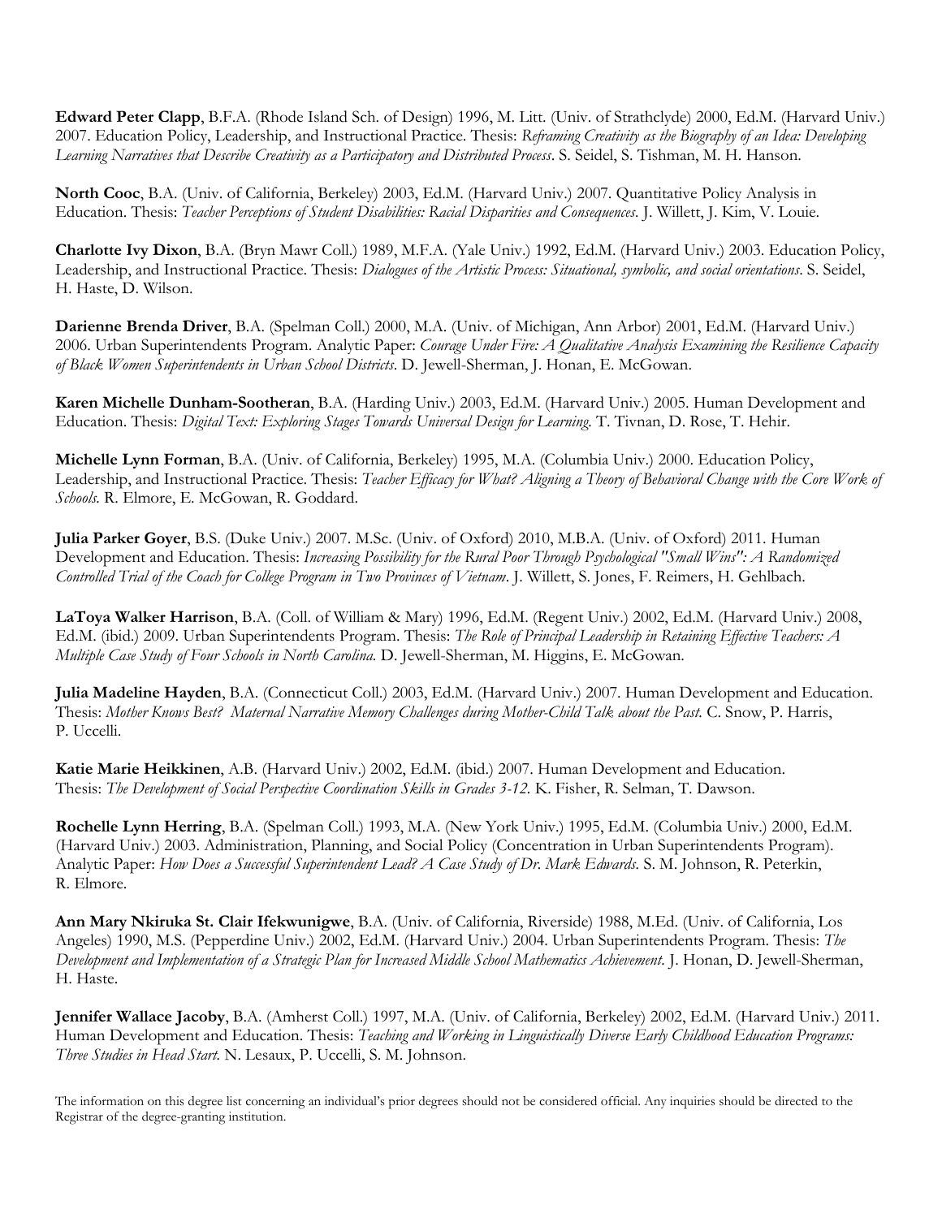**Edward Peter Clapp**, B.F.A. (Rhode Island Sch. of Design) 1996, M. Litt. (Univ. of Strathclyde) 2000, Ed.M. (Harvard Univ.) 2007. Education Policy, Leadership, and Instructional Practice. Thesis: *Reframing Creativity as the Biography of an Idea: Developing Learning Narratives that Describe Creativity as a Participatory and Distributed Process*. S. Seidel, S. Tishman, M. H. Hanson.

**North Cooc**, B.A. (Univ. of California, Berkeley) 2003, Ed.M. (Harvard Univ.) 2007. Quantitative Policy Analysis in Education. Thesis: *Teacher Perceptions of Student Disabilities: Racial Disparities and Consequences*. J. Willett, J. Kim, V. Louie.

**Charlotte Ivy Dixon**, B.A. (Bryn Mawr Coll.) 1989, M.F.A. (Yale Univ.) 1992, Ed.M. (Harvard Univ.) 2003. Education Policy, Leadership, and Instructional Practice. Thesis: *Dialogues of the Artistic Process: Situational, symbolic, and social orientations*. S. Seidel, H. Haste, D. Wilson.

**Darienne Brenda Driver**, B.A. (Spelman Coll.) 2000, M.A. (Univ. of Michigan, Ann Arbor) 2001, Ed.M. (Harvard Univ.) 2006. Urban Superintendents Program. Analytic Paper: *Courage Under Fire: A Qualitative Analysis Examining the Resilience Capacity of Black Women Superintendents in Urban School Districts*. D. Jewell-Sherman, J. Honan, E. McGowan.

**Karen Michelle Dunham-Sootheran**, B.A. (Harding Univ.) 2003, Ed.M. (Harvard Univ.) 2005. Human Development and Education. Thesis: *Digital Text: Exploring Stages Towards Universal Design for Learning*. T. Tivnan, D. Rose, T. Hehir.

**Michelle Lynn Forman**, B.A. (Univ. of California, Berkeley) 1995, M.A. (Columbia Univ.) 2000. Education Policy, Leadership, and Instructional Practice. Thesis: *Teacher Efficacy for What? Aligning a Theory of Behavioral Change with the Core Work of Schools*. R. Elmore, E. McGowan, R. Goddard.

**Julia Parker Goyer**, B.S. (Duke Univ.) 2007. M.Sc. (Univ. of Oxford) 2010, M.B.A. (Univ. of Oxford) 2011. Human Development and Education. Thesis: *Increasing Possibility for the Rural Poor Through Psychological "Small Wins": A Randomized Controlled Trial of the Coach for College Program in Two Provinces of Vietnam*. J. Willett, S. Jones, F. Reimers, H. Gehlbach.

**LaToya Walker Harrison**, B.A. (Coll. of William & Mary) 1996, Ed.M. (Regent Univ.) 2002, Ed.M. (Harvard Univ.) 2008, Ed.M. (ibid.) 2009. Urban Superintendents Program. Thesis: *The Role of Principal Leadership in Retaining Effective Teachers: A Multiple Case Study of Four Schools in North Carolina.* D. Jewell-Sherman, M. Higgins, E. McGowan.

**Julia Madeline Hayden**, B.A. (Connecticut Coll.) 2003, Ed.M. (Harvard Univ.) 2007. Human Development and Education. Thesis: *Mother Knows Best? Maternal Narrative Memory Challenges during Mother-Child Talk about the Past.* C. Snow, P. Harris, P. Uccelli.

**Katie Marie Heikkinen**, A.B. (Harvard Univ.) 2002, Ed.M. (ibid.) 2007. Human Development and Education. Thesis: *The Development of Social Perspective Coordination Skills in Grades 3-12.* K. Fisher, R. Selman, T. Dawson.

**Rochelle Lynn Herring**, B.A. (Spelman Coll.) 1993, M.A. (New York Univ.) 1995, Ed.M. (Columbia Univ.) 2000, Ed.M. (Harvard Univ.) 2003. Administration, Planning, and Social Policy (Concentration in Urban Superintendents Program). Analytic Paper: *How Does a Successful Superintendent Lead? A Case Study of Dr. Mark Edwards.* S. M. Johnson, R. Peterkin, R. Elmore.

**Ann Mary Nkiruka St. Clair Ifekwunigwe**, B.A. (Univ. of California, Riverside) 1988, M.Ed. (Univ. of California, Los Angeles) 1990, M.S. (Pepperdine Univ.) 2002, Ed.M. (Harvard Univ.) 2004. Urban Superintendents Program. Thesis: *The Development and Implementation of a Strategic Plan for Increased Middle School Mathematics Achievement.* J. Honan, D. Jewell-Sherman, H. Haste.

**Jennifer Wallace Jacoby**, B.A. (Amherst Coll.) 1997, M.A. (Univ. of California, Berkeley) 2002, Ed.M. (Harvard Univ.) 2011. Human Development and Education. Thesis: *Teaching and Working in Linguistically Diverse Early Childhood Education Programs: Three Studies in Head Start.* N. Lesaux, P. Uccelli, S. M. Johnson.

The information on this degree list concerning an individual's prior degrees should not be considered official. Any inquiries should be directed to the Registrar of the degree-granting institution.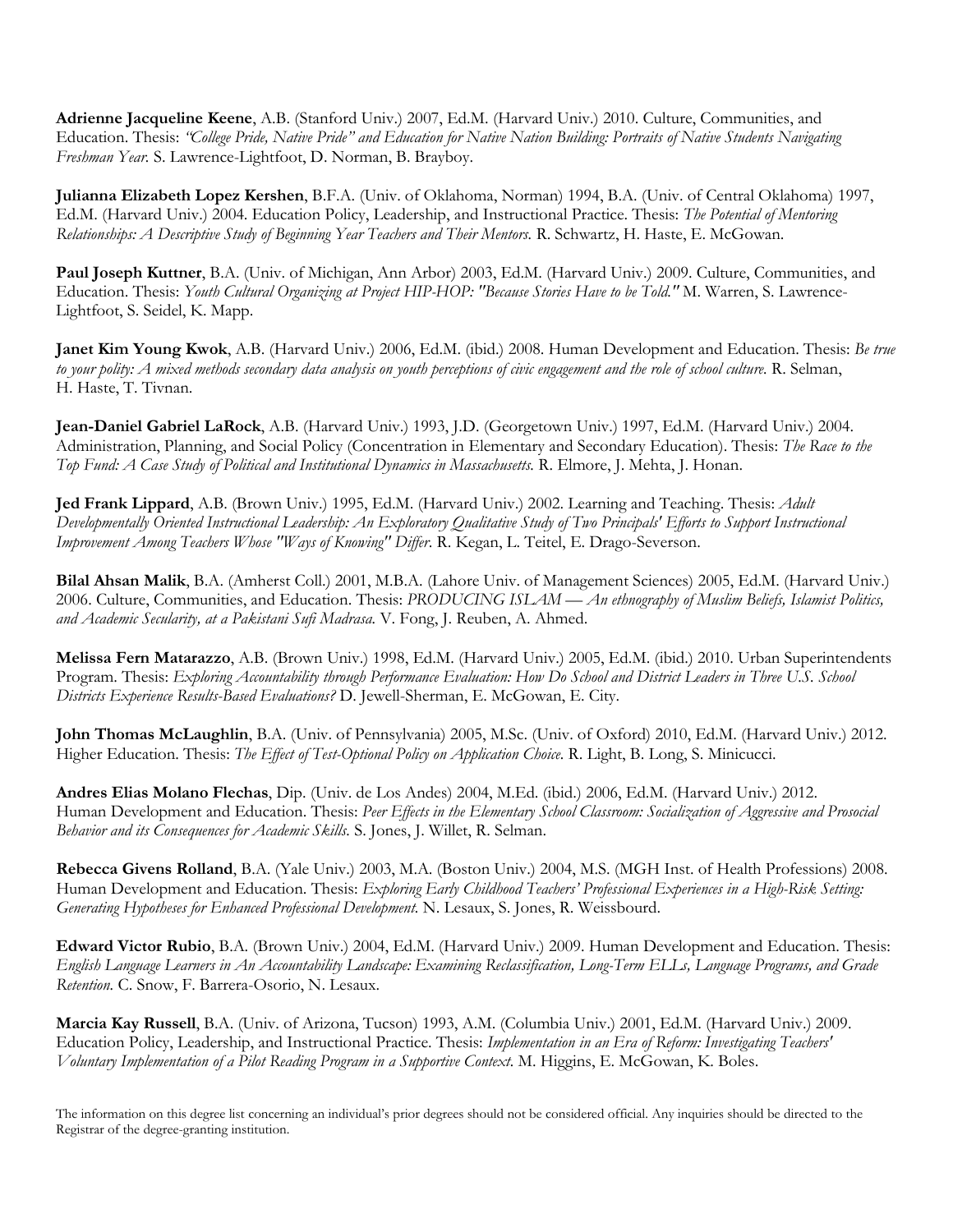**Adrienne Jacqueline Keene**, A.B. (Stanford Univ.) 2007, Ed.M. (Harvard Univ.) 2010. Culture, Communities, and Education. Thesis: *"College Pride, Native Pride" and Education for Native Nation Building: Portraits of Native Students Navigating Freshman Year.* S. Lawrence-Lightfoot, D. Norman, B. Brayboy.

**Julianna Elizabeth Lopez Kershen**, B.F.A. (Univ. of Oklahoma, Norman) 1994, B.A. (Univ. of Central Oklahoma) 1997, Ed.M. (Harvard Univ.) 2004. Education Policy, Leadership, and Instructional Practice. Thesis: *The Potential of Mentoring Relationships: A Descriptive Study of Beginning Year Teachers and Their Mentors.* R. Schwartz, H. Haste, E. McGowan.

**Paul Joseph Kuttner**, B.A. (Univ. of Michigan, Ann Arbor) 2003, Ed.M. (Harvard Univ.) 2009. Culture, Communities, and Education. Thesis: *Youth Cultural Organizing at Project HIP-HOP: "Because Stories Have to be Told."* M. Warren, S. Lawrence-Lightfoot, S. Seidel, K. Mapp.

**Janet Kim Young Kwok**, A.B. (Harvard Univ.) 2006, Ed.M. (ibid.) 2008. Human Development and Education. Thesis: *Be true to your polity: A mixed methods secondary data analysis on youth perceptions of civic engagement and the role of school culture.* R. Selman, H. Haste, T. Tivnan.

**Jean-Daniel Gabriel LaRock**, A.B. (Harvard Univ.) 1993, J.D. (Georgetown Univ.) 1997, Ed.M. (Harvard Univ.) 2004. Administration, Planning, and Social Policy (Concentration in Elementary and Secondary Education). Thesis: *The Race to the Top Fund: A Case Study of Political and Institutional Dynamics in Massachusetts.* R. Elmore, J. Mehta, J. Honan.

**Jed Frank Lippard**, A.B. (Brown Univ.) 1995, Ed.M. (Harvard Univ.) 2002. Learning and Teaching. Thesis: *Adult Developmentally Oriented Instructional Leadership: An Exploratory Qualitative Study of Two Principals' Efforts to Support Instructional Improvement Among Teachers Whose "Ways of Knowing" Differ.* R. Kegan, L. Teitel, E. Drago-Severson.

**Bilal Ahsan Malik**, B.A. (Amherst Coll.) 2001, M.B.A. (Lahore Univ. of Management Sciences) 2005, Ed.M. (Harvard Univ.) 2006. Culture, Communities, and Education. Thesis: *PRODUCING ISLAM — An ethnography of Muslim Beliefs, Islamist Politics, and Academic Secularity, at a Pakistani Sufi Madrasa.* V. Fong, J. Reuben, A. Ahmed.

**Melissa Fern Matarazzo**, A.B. (Brown Univ.) 1998, Ed.M. (Harvard Univ.) 2005, Ed.M. (ibid.) 2010. Urban Superintendents Program. Thesis: *Exploring Accountability through Performance Evaluation: How Do School and District Leaders in Three U.S. School Districts Experience Results-Based Evaluations?* D. Jewell-Sherman, E. McGowan, E. City.

**John Thomas McLaughlin**, B.A. (Univ. of Pennsylvania) 2005, M.Sc. (Univ. of Oxford) 2010, Ed.M. (Harvard Univ.) 2012. Higher Education. Thesis: *The Effect of Test-Optional Policy on Application Choice.* R. Light, B. Long, S. Minicucci.

**Andres Elias Molano Flechas**, Dip. (Univ. de Los Andes) 2004, M.Ed. (ibid.) 2006, Ed.M. (Harvard Univ.) 2012. Human Development and Education. Thesis: *Peer Effects in the Elementary School Classroom: Socialization of Aggressive and Prosocial Behavior and its Consequences for Academic Skills.* S. Jones, J. Willet, R. Selman.

**Rebecca Givens Rolland**, B.A. (Yale Univ.) 2003, M.A. (Boston Univ.) 2004, M.S. (MGH Inst. of Health Professions) 2008. Human Development and Education. Thesis: *Exploring Early Childhood Teachers' Professional Experiences in a High-Risk Setting: Generating Hypotheses for Enhanced Professional Development.* N. Lesaux, S. Jones, R. Weissbourd.

**Edward Victor Rubio**, B.A. (Brown Univ.) 2004, Ed.M. (Harvard Univ.) 2009. Human Development and Education. Thesis: *English Language Learners in An Accountability Landscape: Examining Reclassification, Long-Term ELLs, Language Programs, and Grade Retention.* C. Snow, F. Barrera-Osorio, N. Lesaux.

**Marcia Kay Russell**, B.A. (Univ. of Arizona, Tucson) 1993, A.M. (Columbia Univ.) 2001, Ed.M. (Harvard Univ.) 2009. Education Policy, Leadership, and Instructional Practice. Thesis: *Implementation in an Era of Reform: Investigating Teachers' Voluntary Implementation of a Pilot Reading Program in a Supportive Context.* M. Higgins, E. McGowan, K. Boles.

The information on this degree list concerning an individual's prior degrees should not be considered official. Any inquiries should be directed to the Registrar of the degree-granting institution.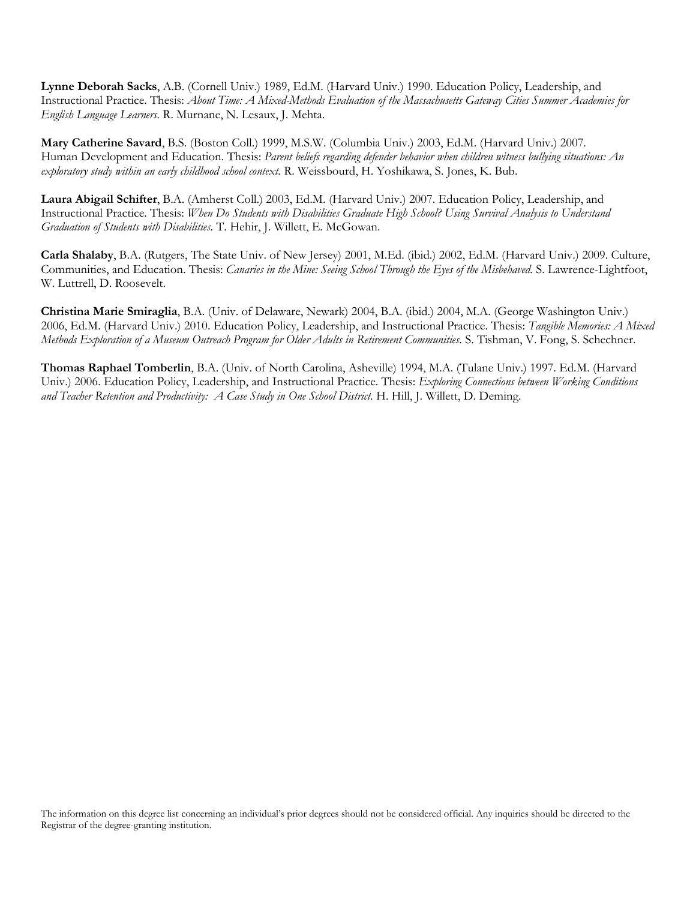**Lynne Deborah Sacks**, A.B. (Cornell Univ.) 1989, Ed.M. (Harvard Univ.) 1990. Education Policy, Leadership, and Instructional Practice. Thesis: *About Time: A Mixed-Methods Evaluation of the Massachusetts Gateway Cities Summer Academies for English Language Learners.* R. Murnane, N. Lesaux, J. Mehta.

**Mary Catherine Savard**, B.S. (Boston Coll.) 1999, M.S.W. (Columbia Univ.) 2003, Ed.M. (Harvard Univ.) 2007. Human Development and Education. Thesis: *Parent beliefs regarding defender behavior when children witness bullying situations: An exploratory study within an early childhood school context.* R. Weissbourd, H. Yoshikawa, S. Jones, K. Bub.

**Laura Abigail Schifter**, B.A. (Amherst Coll.) 2003, Ed.M. (Harvard Univ.) 2007. Education Policy, Leadership, and Instructional Practice. Thesis: *When Do Students with Disabilities Graduate High School? Using Survival Analysis to Understand Graduation of Students with Disabilities.* T. Hehir, J. Willett, E. McGowan.

**Carla Shalaby**, B.A. (Rutgers, The State Univ. of New Jersey) 2001, M.Ed. (ibid.) 2002, Ed.M. (Harvard Univ.) 2009. Culture, Communities, and Education. Thesis: *Canaries in the Mine: Seeing School Through the Eyes of the Misbehaved.* S. Lawrence-Lightfoot, W. Luttrell, D. Roosevelt.

**Christina Marie Smiraglia**, B.A. (Univ. of Delaware, Newark) 2004, B.A. (ibid.) 2004, M.A. (George Washington Univ.) 2006, Ed.M. (Harvard Univ.) 2010. Education Policy, Leadership, and Instructional Practice. Thesis: *Tangible Memories: A Mixed Methods Exploration of a Museum Outreach Program for Older Adults in Retirement Communities.* S. Tishman, V. Fong, S. Schechner.

**Thomas Raphael Tomberlin**, B.A. (Univ. of North Carolina, Asheville) 1994, M.A. (Tulane Univ.) 1997. Ed.M. (Harvard Univ.) 2006. Education Policy, Leadership, and Instructional Practice. Thesis: *Exploring Connections between Working Conditions and Teacher Retention and Productivity: A Case Study in One School District.* H. Hill, J. Willett, D. Deming.

The information on this degree list concerning an individual's prior degrees should not be considered official. Any inquiries should be directed to the Registrar of the degree-granting institution.